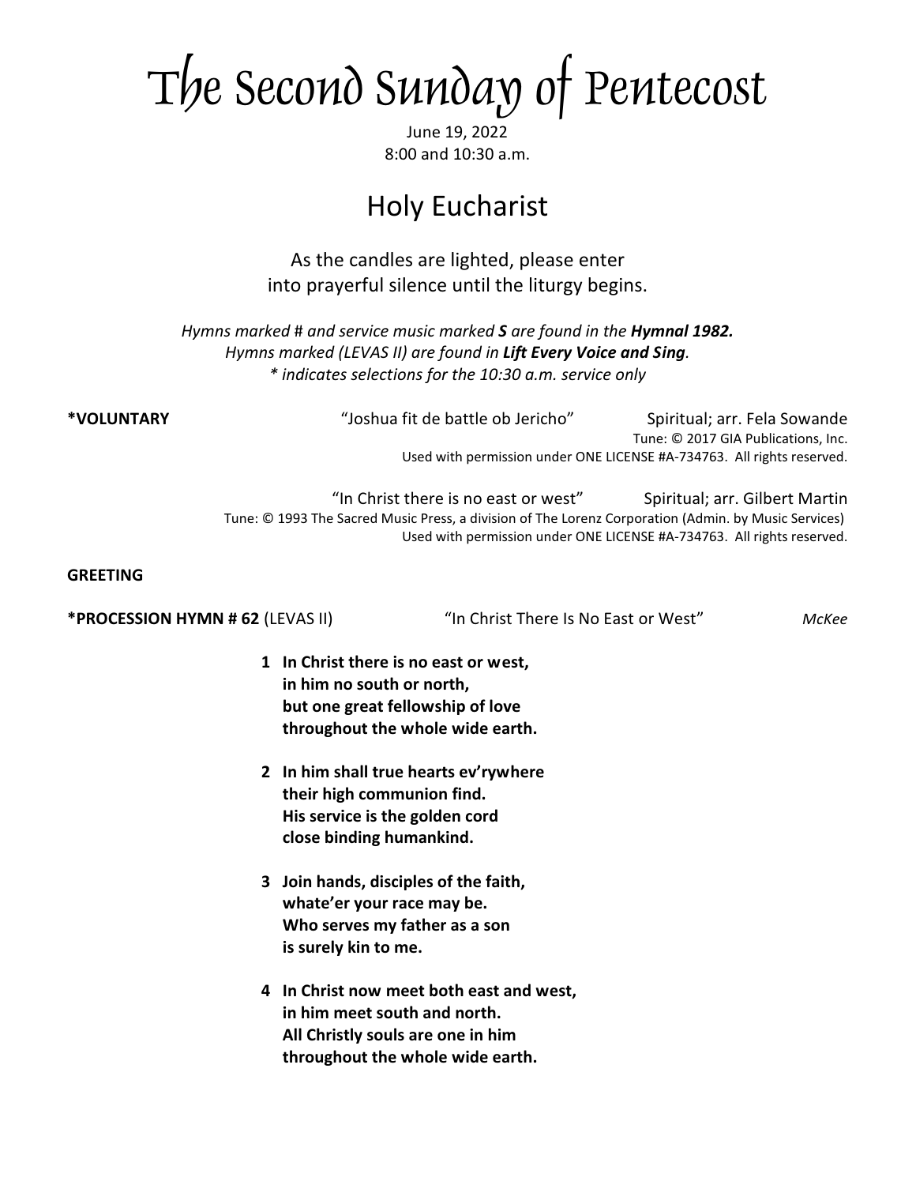# The Second Sunday of Pentecost

June 19, 2022
8:00 and 10:30 a.m.

## Holy Eucharist

As the candles are lighted, please enter into prayerful silence until the liturgy begins.

*Hymns marked # and service music marked **S** are found in the **Hymnal 1982.***
*Hymns marked (LEVAS II) are found in **Lift Every Voice and Sing**.*
*\* indicates selections for the 10:30 a.m. service only*

**\*VOLUNTARY** "Joshua fit de battle ob Jericho" Spiritual; arr. Fela Sowande
Tune: © 2017 GIA Publications, Inc.
Used with permission under ONE LICENSE #A-734763. All rights reserved.

"In Christ there is no east or west" Spiritual; arr. Gilbert Martin
Tune: © 1993 The Sacred Music Press, a division of The Lorenz Corporation (Admin. by Music Services)
Used with permission under ONE LICENSE #A-734763. All rights reserved.

**GREETING**

**\*PROCESSION HYMN # 62** (LEVAS II) "In Christ There Is No East or West" *McKee*

**1 In Christ there is no east or west,**
**in him no south or north,**
**but one great fellowship of love**
**throughout the whole wide earth.**

**2 In him shall true hearts ev'rywhere**
**their high communion find.**
**His service is the golden cord**
**close binding humankind.**

**3 Join hands, disciples of the faith,**
**whate'er your race may be.**
**Who serves my father as a son**
**is surely kin to me.**

**4 In Christ now meet both east and west,**
**in him meet south and north.**
**All Christly souls are one in him**
**throughout the whole wide earth.**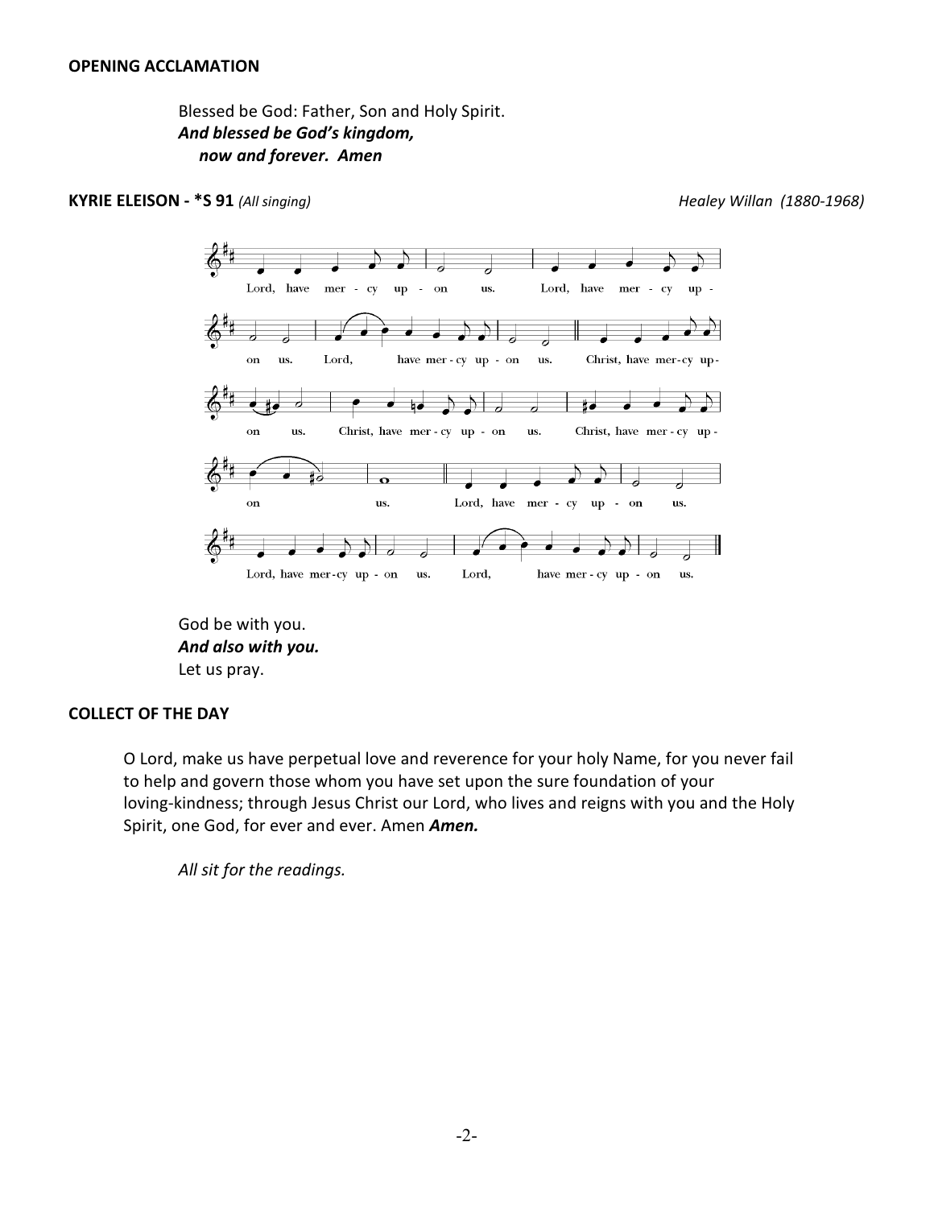**OPENING ACCLAMATION**

Blessed be God: Father, Son and Holy Spirit.
***And blessed be God's kingdom,***
***now and forever. Amen***

**KYRIE ELEISON - *S 91** *(All singing)* *Healey Willan (1880-1968)*

Lord, have mercy upon us. Lord, have mercy upon us. Lord, have mercy upon us. Christ, have mercy upon us. Christ, have mercy upon us. Christ, have mercy upon us. Lord, have mercy upon us. Lord, have mercy upon us. Lord, have mercy upon us.

God be with you.
***And also with you.***
Let us pray.

**COLLECT OF THE DAY**

O Lord, make us have perpetual love and reverence for your holy Name, for you never fail to help and govern those whom you have set upon the sure foundation of your loving-kindness; through Jesus Christ our Lord, who lives and reigns with you and the Holy Spirit, one God, for ever and ever. Amen ***Amen.***

*All sit for the readings.*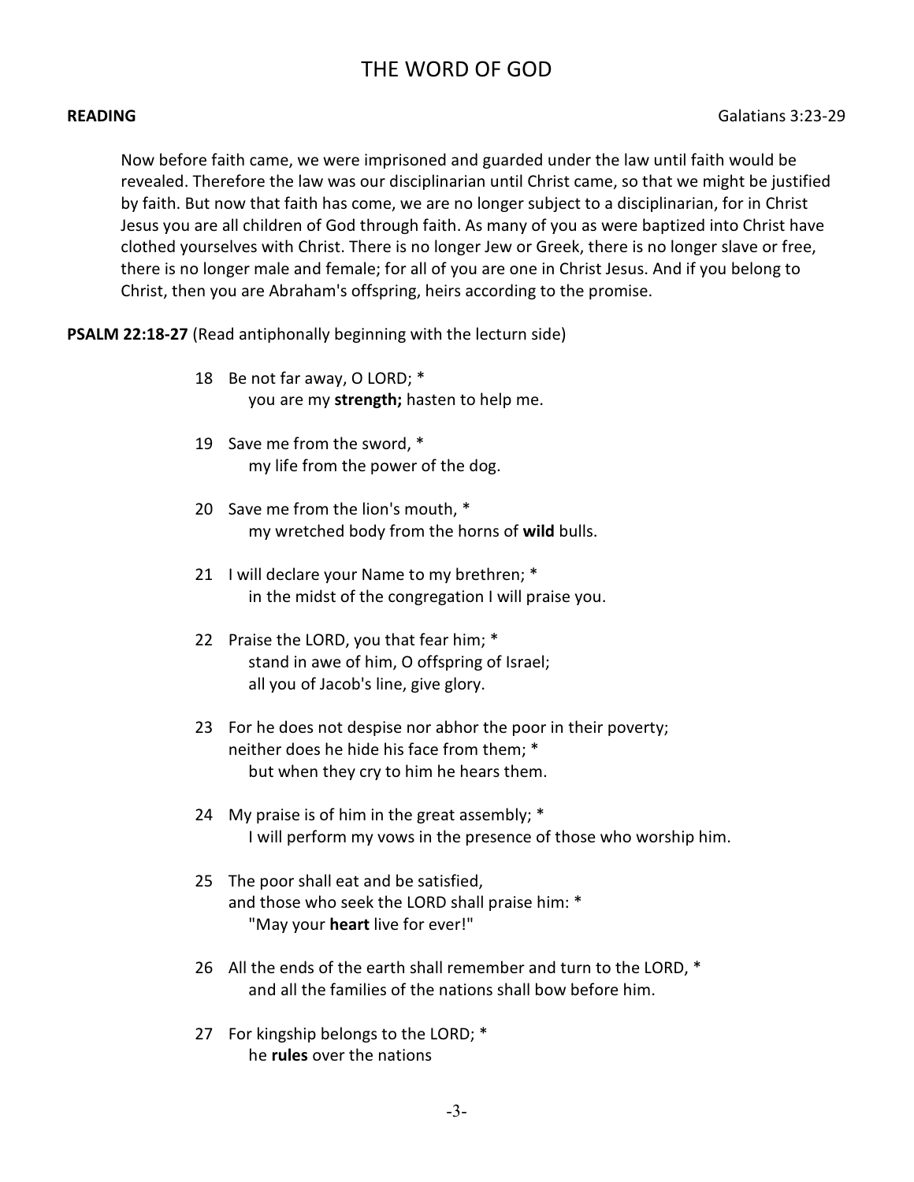# THE WORD OF GOD

**READING** Galatians 3:23-29

Now before faith came, we were imprisoned and guarded under the law until faith would be revealed. Therefore the law was our disciplinarian until Christ came, so that we might be justified by faith. But now that faith has come, we are no longer subject to a disciplinarian, for in Christ Jesus you are all children of God through faith. As many of you as were baptized into Christ have clothed yourselves with Christ. There is no longer Jew or Greek, there is no longer slave or free, there is no longer male and female; for all of you are one in Christ Jesus. And if you belong to Christ, then you are Abraham's offspring, heirs according to the promise.

**PSALM 22:18-27** (Read antiphonally beginning with the lecturn side)

18 Be not far away, O LORD; *
   you are my **strength;** hasten to help me.

19 Save me from the sword, *
   my life from the power of the dog.

20 Save me from the lion's mouth, *
   my wretched body from the horns of **wild** bulls.

21 I will declare your Name to my brethren; *
   in the midst of the congregation I will praise you.

22 Praise the LORD, you that fear him; *
   stand in awe of him, O offspring of Israel;
   all you of Jacob's line, give glory.

23 For he does not despise nor abhor the poor in their poverty;
neither does he hide his face from them; *
   but when they cry to him he hears them.

24 My praise is of him in the great assembly; *
   I will perform my vows in the presence of those who worship him.

25 The poor shall eat and be satisfied,
and those who seek the LORD shall praise him: *
   "May your **heart** live for ever!"

26 All the ends of the earth shall remember and turn to the LORD, *
   and all the families of the nations shall bow before him.

27 For kingship belongs to the LORD; *
   he **rules** over the nations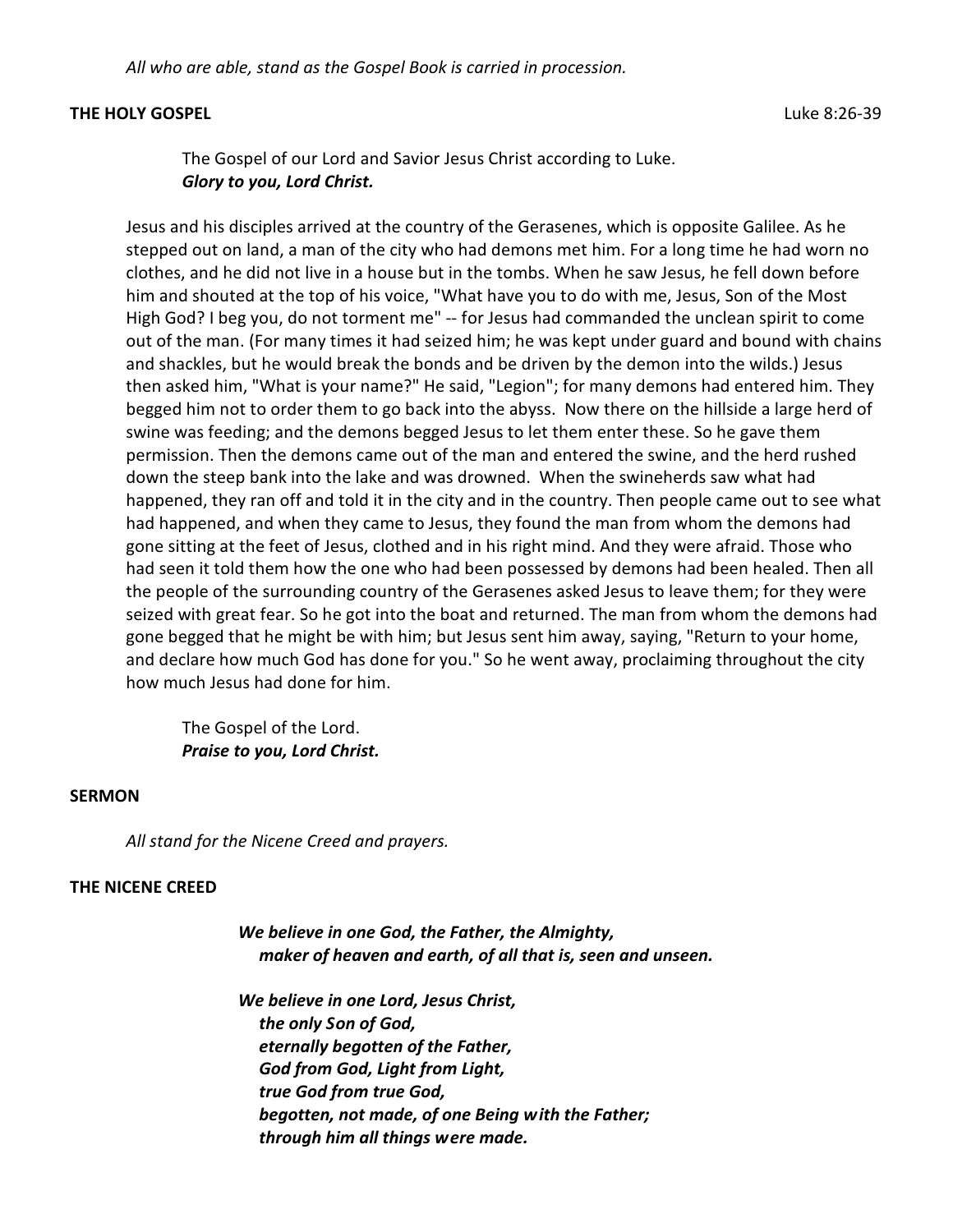*All who are able, stand as the Gospel Book is carried in procession.*

**THE HOLY GOSPEL** Luke 8:26-39

The Gospel of our Lord and Savior Jesus Christ according to Luke.
***Glory to you, Lord Christ.***

Jesus and his disciples arrived at the country of the Gerasenes, which is opposite Galilee. As he stepped out on land, a man of the city who had demons met him. For a long time he had worn no clothes, and he did not live in a house but in the tombs. When he saw Jesus, he fell down before him and shouted at the top of his voice, "What have you to do with me, Jesus, Son of the Most High God? I beg you, do not torment me" -- for Jesus had commanded the unclean spirit to come out of the man. (For many times it had seized him; he was kept under guard and bound with chains and shackles, but he would break the bonds and be driven by the demon into the wilds.) Jesus then asked him, "What is your name?" He said, "Legion"; for many demons had entered him. They begged him not to order them to go back into the abyss. Now there on the hillside a large herd of swine was feeding; and the demons begged Jesus to let them enter these. So he gave them permission. Then the demons came out of the man and entered the swine, and the herd rushed down the steep bank into the lake and was drowned. When the swineherds saw what had happened, they ran off and told it in the city and in the country. Then people came out to see what had happened, and when they came to Jesus, they found the man from whom the demons had gone sitting at the feet of Jesus, clothed and in his right mind. And they were afraid. Those who had seen it told them how the one who had been possessed by demons had been healed. Then all the people of the surrounding country of the Gerasenes asked Jesus to leave them; for they were seized with great fear. So he got into the boat and returned. The man from whom the demons had gone begged that he might be with him; but Jesus sent him away, saying, "Return to your home, and declare how much God has done for you." So he went away, proclaiming throughout the city how much Jesus had done for him.

The Gospel of the Lord.
***Praise to you, Lord Christ.***

**SERMON**

*All stand for the Nicene Creed and prayers.*

**THE NICENE CREED**

***We believe in one God, the Father, the Almighty,***
***maker of heaven and earth, of all that is, seen and unseen.***

***We believe in one Lord, Jesus Christ,***
***the only Son of God,***
***eternally begotten of the Father,***
***God from God, Light from Light,***
***true God from true God,***
***begotten, not made, of one Being with the Father;***
***through him all things were made.***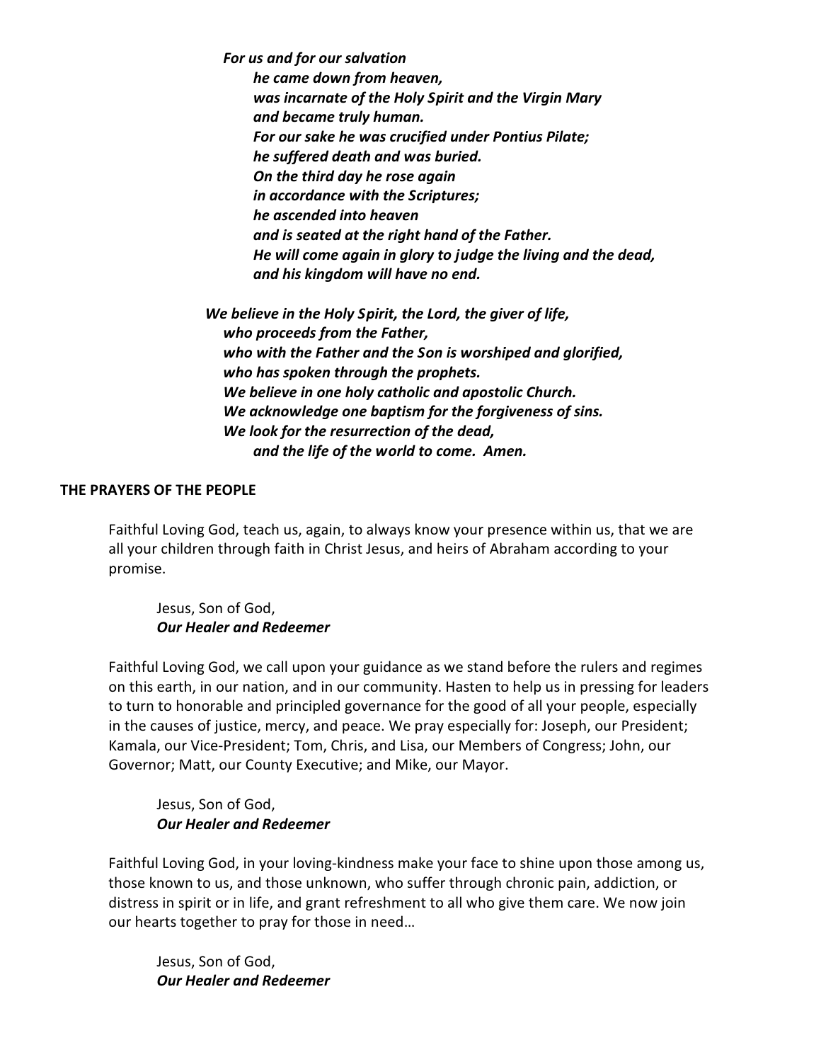*For us and for our salvation*
*he came down from heaven,*
*was incarnate of the Holy Spirit and the Virgin Mary*
*and became truly human.*
*For our sake he was crucified under Pontius Pilate;*
*he suffered death and was buried.*
*On the third day he rose again*
*in accordance with the Scriptures;*
*he ascended into heaven*
*and is seated at the right hand of the Father.*
*He will come again in glory to judge the living and the dead,*
*and his kingdom will have no end.*

*We believe in the Holy Spirit, the Lord, the giver of life,*
*who proceeds from the Father,*
*who with the Father and the Son is worshiped and glorified,*
*who has spoken through the prophets.*
*We believe in one holy catholic and apostolic Church.*
*We acknowledge one baptism for the forgiveness of sins.*
*We look for the resurrection of the dead,*
*and the life of the world to come. Amen.*

**THE PRAYERS OF THE PEOPLE**

Faithful Loving God, teach us, again, to always know your presence within us, that we are all your children through faith in Christ Jesus, and heirs of Abraham according to your promise.

Jesus, Son of God,
***Our Healer and Redeemer***

Faithful Loving God, we call upon your guidance as we stand before the rulers and regimes on this earth, in our nation, and in our community. Hasten to help us in pressing for leaders to turn to honorable and principled governance for the good of all your people, especially in the causes of justice, mercy, and peace. We pray especially for: Joseph, our President; Kamala, our Vice-President; Tom, Chris, and Lisa, our Members of Congress; John, our Governor; Matt, our County Executive; and Mike, our Mayor.

Jesus, Son of God,
***Our Healer and Redeemer***

Faithful Loving God, in your loving-kindness make your face to shine upon those among us, those known to us, and those unknown, who suffer through chronic pain, addiction, or distress in spirit or in life, and grant refreshment to all who give them care. We now join our hearts together to pray for those in need…

Jesus, Son of God,
***Our Healer and Redeemer***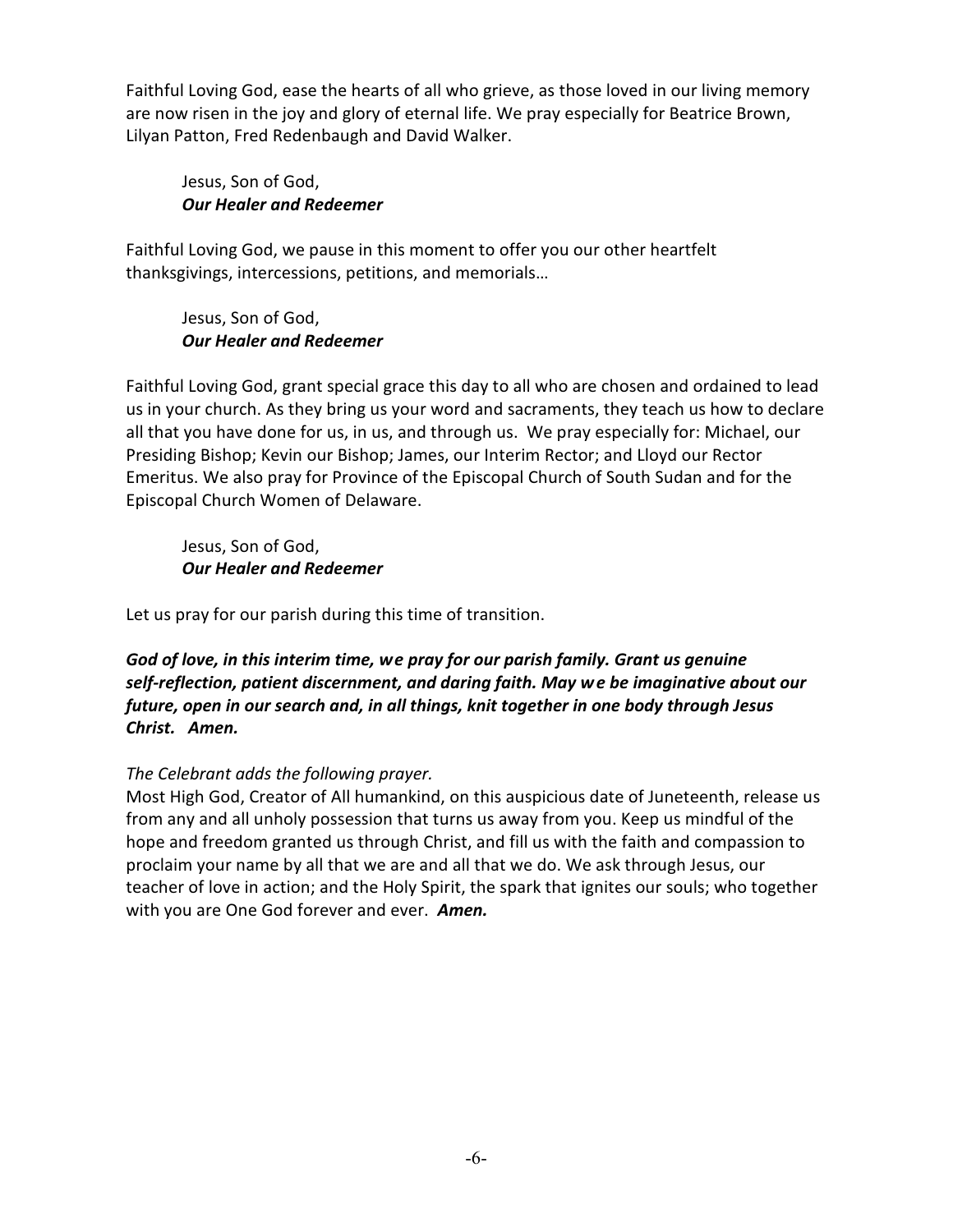Faithful Loving God, ease the hearts of all who grieve, as those loved in our living memory are now risen in the joy and glory of eternal life. We pray especially for Beatrice Brown, Lilyan Patton, Fred Redenbaugh and David Walker.

> Jesus, Son of God,
> ***Our Healer and Redeemer***

Faithful Loving God, we pause in this moment to offer you our other heartfelt thanksgivings, intercessions, petitions, and memorials…

> Jesus, Son of God,
> ***Our Healer and Redeemer***

Faithful Loving God, grant special grace this day to all who are chosen and ordained to lead us in your church. As they bring us your word and sacraments, they teach us how to declare all that you have done for us, in us, and through us. We pray especially for: Michael, our Presiding Bishop; Kevin our Bishop; James, our Interim Rector; and Lloyd our Rector Emeritus. We also pray for Province of the Episcopal Church of South Sudan and for the Episcopal Church Women of Delaware.

> Jesus, Son of God,
> ***Our Healer and Redeemer***

Let us pray for our parish during this time of transition.

***God of love, in this interim time, we pray for our parish family. Grant us genuine self-reflection, patient discernment, and daring faith. May we be imaginative about our future, open in our search and, in all things, knit together in one body through Jesus Christ. Amen.***

*The Celebrant adds the following prayer.*
Most High God, Creator of All humankind, on this auspicious date of Juneteenth, release us from any and all unholy possession that turns us away from you. Keep us mindful of the hope and freedom granted us through Christ, and fill us with the faith and compassion to proclaim your name by all that we are and all that we do. We ask through Jesus, our teacher of love in action; and the Holy Spirit, the spark that ignites our souls; who together with you are One God forever and ever. ***Amen.***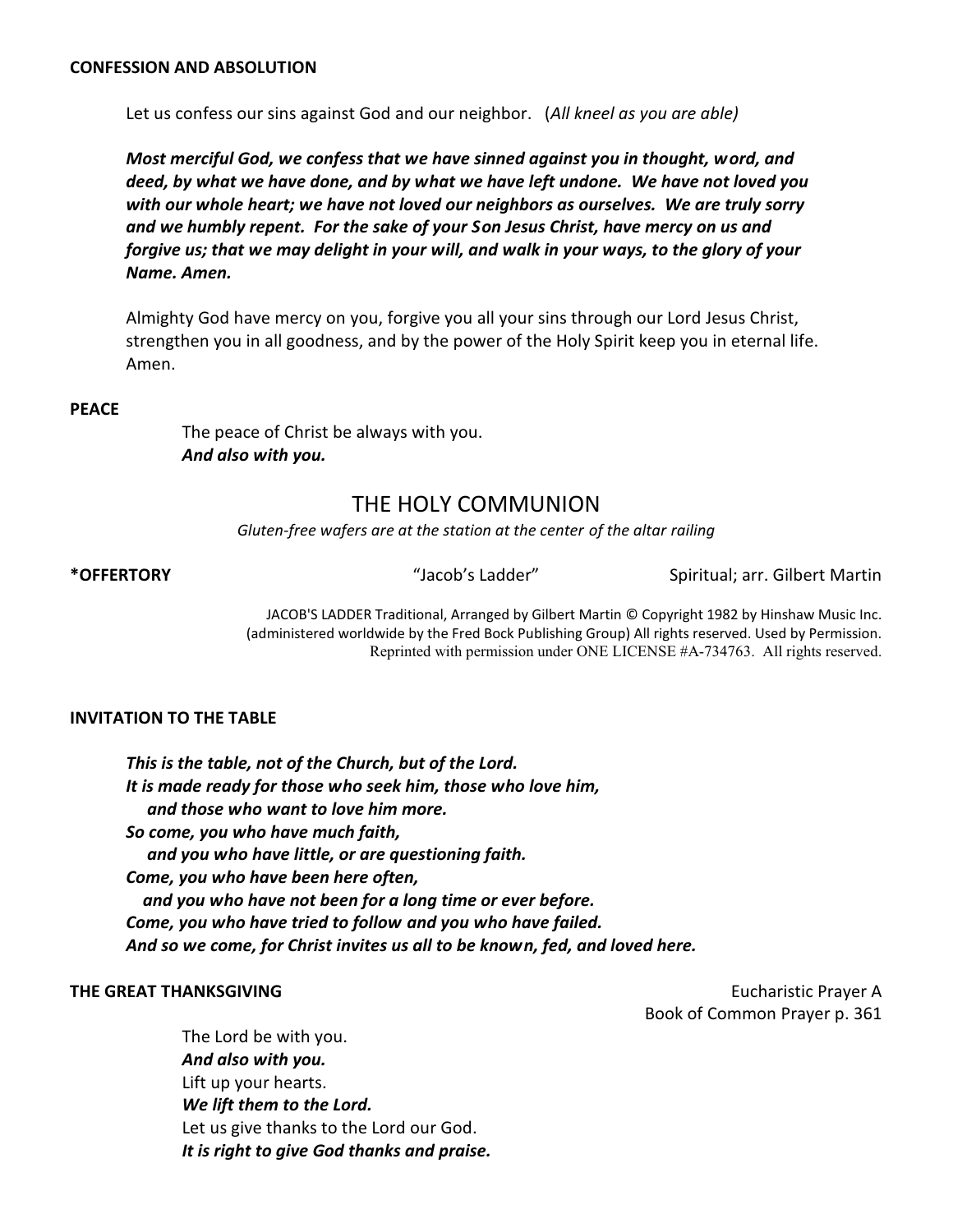**CONFESSION AND ABSOLUTION**

Let us confess our sins against God and our neighbor. (*All kneel as you are able)*

***Most merciful God, we confess that we have sinned against you in thought, word, and deed, by what we have done, and by what we have left undone. We have not loved you with our whole heart; we have not loved our neighbors as ourselves. We are truly sorry and we humbly repent. For the sake of your Son Jesus Christ, have mercy on us and forgive us; that we may delight in your will, and walk in your ways, to the glory of your Name. Amen.***

Almighty God have mercy on you, forgive you all your sins through our Lord Jesus Christ, strengthen you in all goodness, and by the power of the Holy Spirit keep you in eternal life. Amen.

**PEACE**

The peace of Christ be always with you.
***And also with you.***

## THE HOLY COMMUNION

*Gluten-free wafers are at the station at the center of the altar railing*

**\*OFFERTORY** "Jacob's Ladder" Spiritual; arr. Gilbert Martin

JACOB'S LADDER Traditional, Arranged by Gilbert Martin © Copyright 1982 by Hinshaw Music Inc. (administered worldwide by the Fred Bock Publishing Group) All rights reserved. Used by Permission. Reprinted with permission under ONE LICENSE #A-734763. All rights reserved.

**INVITATION TO THE TABLE**

***This is the table, not of the Church, but of the Lord.***
***It is made ready for those who seek him, those who love him,***
***and those who want to love him more.***
***So come, you who have much faith,***
***and you who have little, or are questioning faith.***
***Come, you who have been here often,***
***and you who have not been for a long time or ever before.***
***Come, you who have tried to follow and you who have failed.***
***And so we come, for Christ invites us all to be known, fed, and loved here.***

**THE GREAT THANKSGIVING** Eucharistic Prayer A
Book of Common Prayer p. 361

The Lord be with you.
***And also with you.***
Lift up your hearts.
***We lift them to the Lord.***
Let us give thanks to the Lord our God.
***It is right to give God thanks and praise.***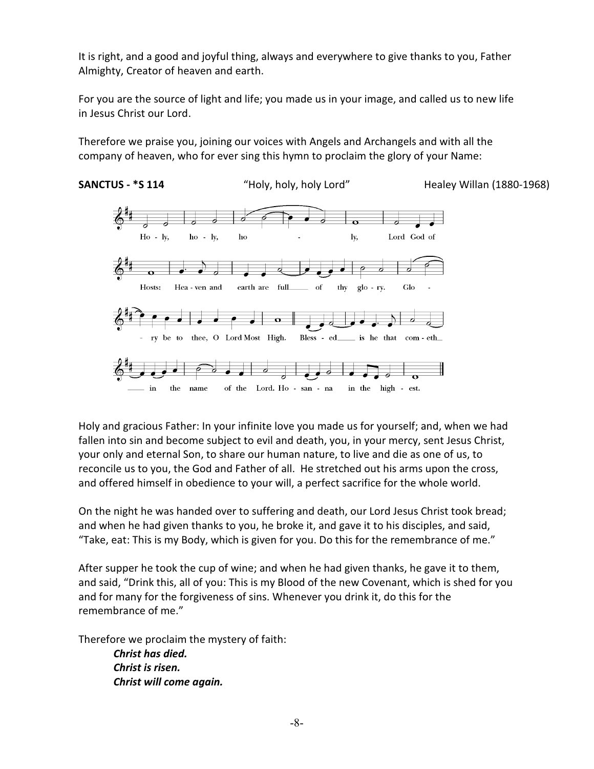It is right, and a good and joyful thing, always and everywhere to give thanks to you, Father Almighty, Creator of heaven and earth.

For you are the source of light and life; you made us in your image, and called us to new life in Jesus Christ our Lord.

Therefore we praise you, joining our voices with Angels and Archangels and with all the company of heaven, who for ever sing this hymn to proclaim the glory of your Name:

**SANCTUS - *S 114** "Holy, holy, holy Lord" Healey Willan (1880-1968)

Ho - ly, ho - ly, ho - ly, Lord God of Hosts: Hea - ven and earth are full of thy glo - ry. Glo - ry be to thee, O Lord Most High. Bless - ed is he that com - eth in the name of the Lord. Ho - san - na in the high - est.

Holy and gracious Father: In your infinite love you made us for yourself; and, when we had fallen into sin and become subject to evil and death, you, in your mercy, sent Jesus Christ, your only and eternal Son, to share our human nature, to live and die as one of us, to reconcile us to you, the God and Father of all. He stretched out his arms upon the cross, and offered himself in obedience to your will, a perfect sacrifice for the whole world.

On the night he was handed over to suffering and death, our Lord Jesus Christ took bread; and when he had given thanks to you, he broke it, and gave it to his disciples, and said, "Take, eat: This is my Body, which is given for you. Do this for the remembrance of me."

After supper he took the cup of wine; and when he had given thanks, he gave it to them, and said, "Drink this, all of you: This is my Blood of the new Covenant, which is shed for you and for many for the forgiveness of sins. Whenever you drink it, do this for the remembrance of me."

Therefore we proclaim the mystery of faith:

> ***Christ has died.***
> ***Christ is risen.***
> ***Christ will come again.***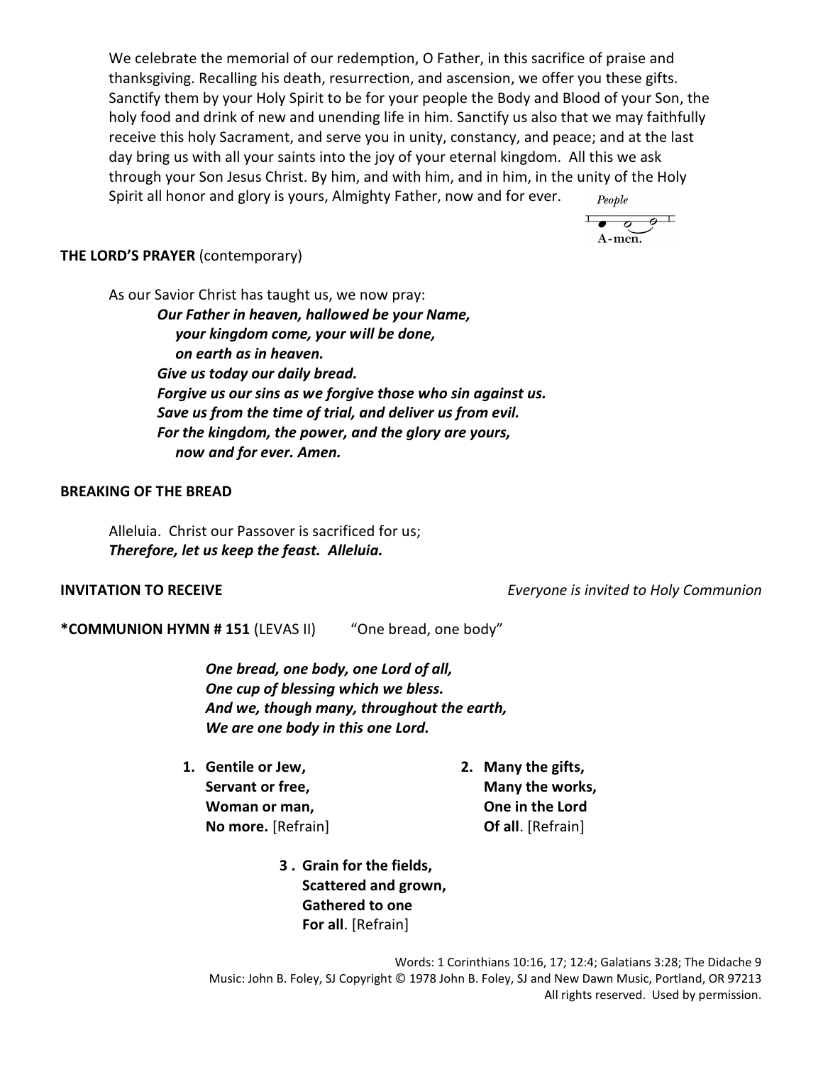We celebrate the memorial of our redemption, O Father, in this sacrifice of praise and thanksgiving. Recalling his death, resurrection, and ascension, we offer you these gifts. Sanctify them by your Holy Spirit to be for your people the Body and Blood of your Son, the holy food and drink of new and unending life in him. Sanctify us also that we may faithfully receive this holy Sacrament, and serve you in unity, constancy, and peace; and at the last day bring us with all your saints into the joy of your eternal kingdom. All this we ask through your Son Jesus Christ. By him, and with him, and in him, in the unity of the Holy Spirit all honor and glory is yours, Almighty Father, now and for ever.

*People* A-men.

**THE LORD'S PRAYER** (contemporary)

As our Savior Christ has taught us, we now pray:

***Our Father in heaven, hallowed be your Name,***
***your kingdom come, your will be done,***
***on earth as in heaven.***
***Give us today our daily bread.***
***Forgive us our sins as we forgive those who sin against us.***
***Save us from the time of trial, and deliver us from evil.***
***For the kingdom, the power, and the glory are yours,***
***now and for ever. Amen.***

**BREAKING OF THE BREAD**

Alleluia. Christ our Passover is sacrificed for us;
***Therefore, let us keep the feast. Alleluia.***

**INVITATION TO RECEIVE** *Everyone is invited to Holy Communion*

***COMMUNION HYMN # 151** (LEVAS II) "One bread, one body"

***One bread, one body, one Lord of all,***
***One cup of blessing which we bless.***
***And we, though many, throughout the earth,***
***We are one body in this one Lord.***

1. **Gentile or Jew,**
   **Servant or free,**
   **Woman or man,**
   **No more.** [Refrain]

2. **Many the gifts,**
   **Many the works,**
   **One in the Lord**
   **Of all**. [Refrain]

3. **Grain for the fields,**
   **Scattered and grown,**
   **Gathered to one**
   **For all**. [Refrain]

Words: 1 Corinthians 10:16, 17; 12:4; Galatians 3:28; The Didache 9
Music: John B. Foley, SJ Copyright © 1978 John B. Foley, SJ and New Dawn Music, Portland, OR 97213
All rights reserved. Used by permission.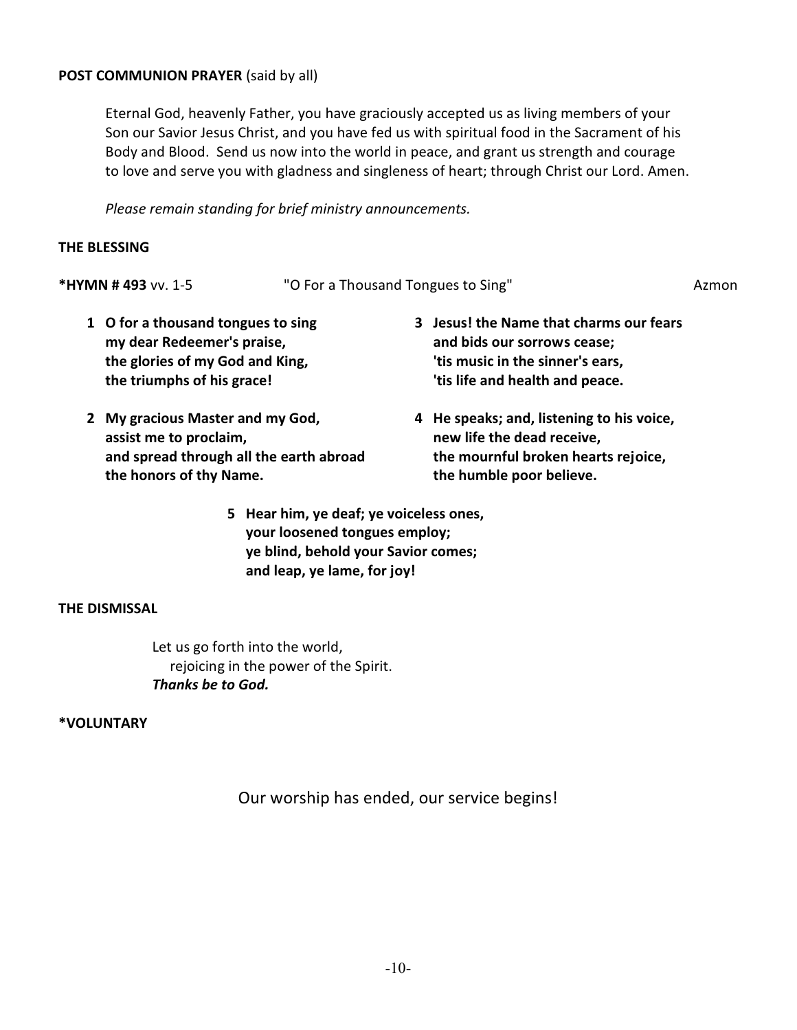**POST COMMUNION PRAYER** (said by all)

Eternal God, heavenly Father, you have graciously accepted us as living members of your Son our Savior Jesus Christ, and you have fed us with spiritual food in the Sacrament of his Body and Blood. Send us now into the world in peace, and grant us strength and courage to love and serve you with gladness and singleness of heart; through Christ our Lord. Amen.

*Please remain standing for brief ministry announcements.*

**THE BLESSING**

***HYMN # 493** vv. 1-5 "O For a Thousand Tongues to Sing" Azmon

**1 O for a thousand tongues to sing**
**my dear Redeemer's praise,**
**the glories of my God and King,**
**the triumphs of his grace!**

**2 My gracious Master and my God,**
**assist me to proclaim,**
**and spread through all the earth abroad**
**the honors of thy Name.**

**3 Jesus! the Name that charms our fears**
**and bids our sorrows cease;**
**'tis music in the sinner's ears,**
**'tis life and health and peace.**

**4 He speaks; and, listening to his voice,**
**new life the dead receive,**
**the mournful broken hearts rejoice,**
**the humble poor believe.**

**5 Hear him, ye deaf; ye voiceless ones,**
**your loosened tongues employ;**
**ye blind, behold your Savior comes;**
**and leap, ye lame, for joy!**

**THE DISMISSAL**

Let us go forth into the world,
rejoicing in the power of the Spirit.
***Thanks be to God.***

***VOLUNTARY**

Our worship has ended, our service begins!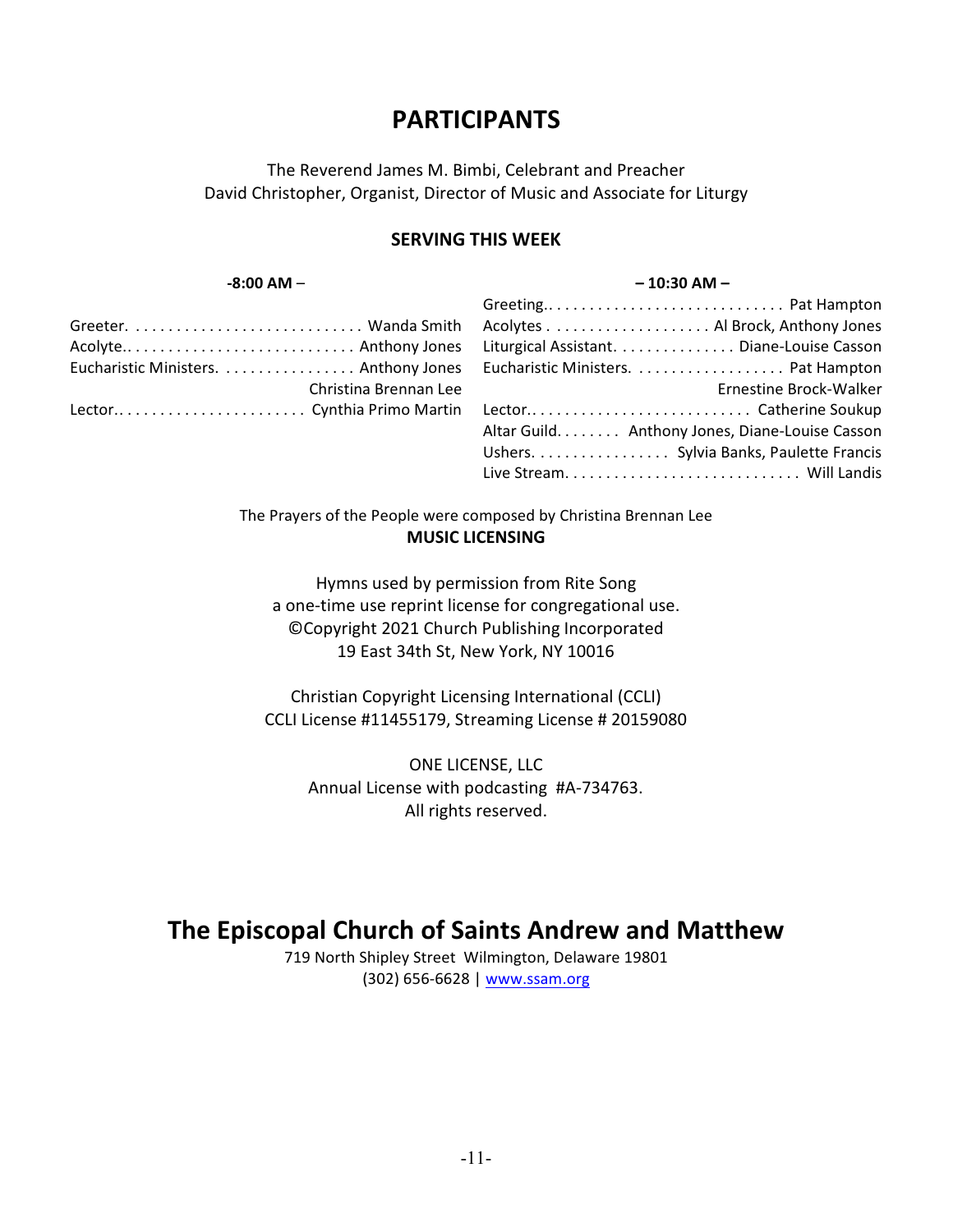# PARTICIPANTS

The Reverend James M. Bimbi, Celebrant and Preacher
David Christopher, Organist, Director of Music and Associate for Liturgy

### SERVING THIS WEEK

**-8:00 AM –**

Greeter. . . . . . . . . . . . . . . . . . . . . . . . . . . . . Wanda Smith
Acolyte.. . . . . . . . . . . . . . . . . . . . . . . . . . . Anthony Jones
Eucharistic Ministers. . . . . . . . . . . . . . . . . Anthony Jones
Christina Brennan Lee
Lector.. . . . . . . . . . . . . . . . . . . . . . . Cynthia Primo Martin

**– 10:30 AM –**

Greeting.. . . . . . . . . . . . . . . . . . . . . . . . . . . . Pat Hampton
Acolytes . . . . . . . . . . . . . . . . . . . . Al Brock, Anthony Jones
Liturgical Assistant. . . . . . . . . . . . . . . Diane-Louise Casson
Eucharistic Ministers. . . . . . . . . . . . . . . . . . . Pat Hampton
Ernestine Brock-Walker
Lector.. . . . . . . . . . . . . . . . . . . . . . . . . . . Catherine Soukup
Altar Guild. . . . . . . . Anthony Jones, Diane-Louise Casson
Ushers. . . . . . . . . . . . . . . . . Sylvia Banks, Paulette Francis
Live Stream. . . . . . . . . . . . . . . . . . . . . . . . . . . . Will Landis

The Prayers of the People were composed by Christina Brennan Lee

**MUSIC LICENSING**

Hymns used by permission from Rite Song
a one-time use reprint license for congregational use.
©Copyright 2021 Church Publishing Incorporated
19 East 34th St, New York, NY 10016

Christian Copyright Licensing International (CCLI)
CCLI License #11455179, Streaming License # 20159080

ONE LICENSE, LLC
Annual License with podcasting #A-734763.
All rights reserved.

# The Episcopal Church of Saints Andrew and Matthew

719 North Shipley Street Wilmington, Delaware 19801
(302) 656-6628 | www.ssam.org